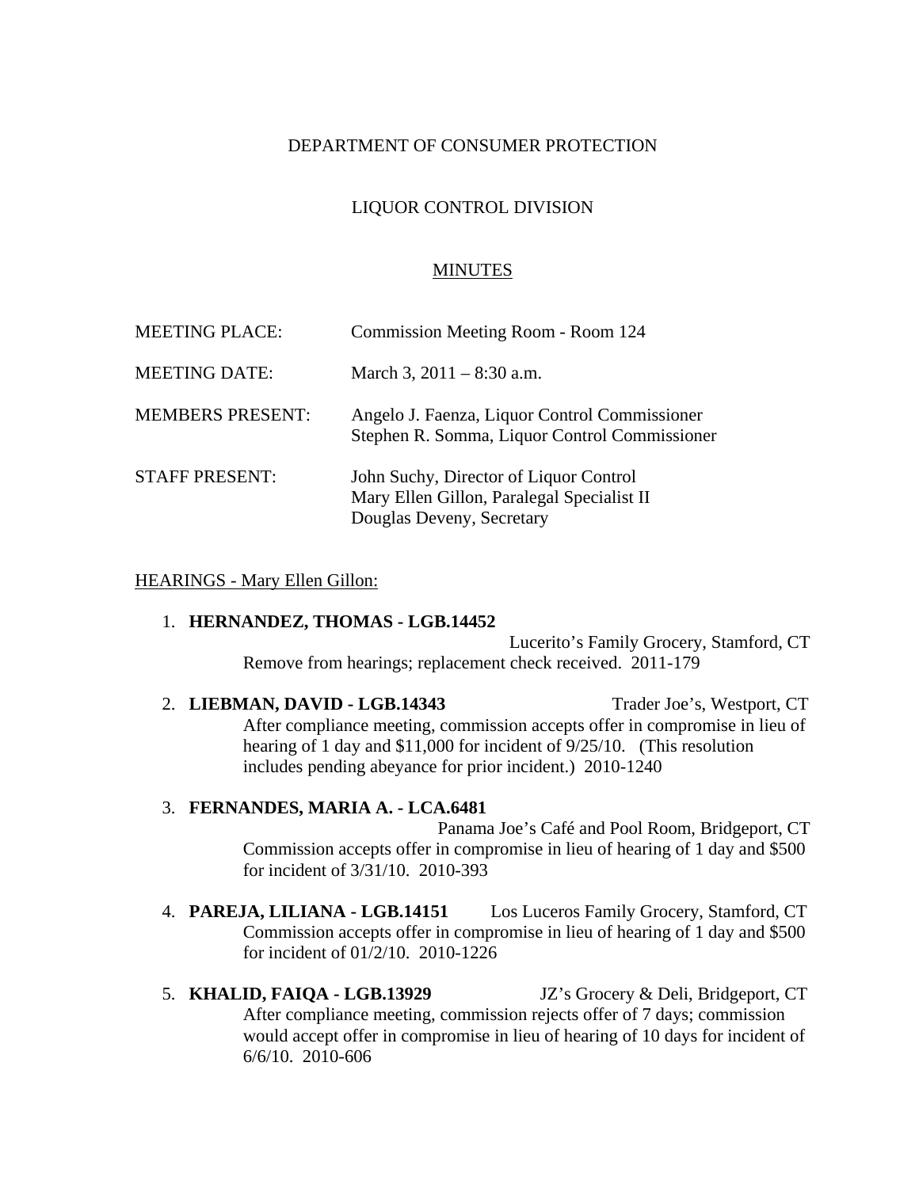DEPARTMENT OF CONSUMER PROTECTION

LIQUOR CONTROL DIVISION

MINUTES

| | |
|---|---|
| MEETING PLACE: | Commission Meeting Room - Room 124 |
| MEETING DATE: | March 3, 2011 – 8:30 a.m. |
| MEMBERS PRESENT: | Angelo J. Faenza, Liquor Control Commissioner<br>Stephen R. Somma, Liquor Control Commissioner |
| STAFF PRESENT: | John Suchy, Director of Liquor Control<br>Mary Ellen Gillon, Paralegal Specialist II<br>Douglas Deveny, Secretary |

HEARINGS - Mary Ellen Gillon:

1. **HERNANDEZ, THOMAS - LGB.14452** Lucerito's Family Grocery, Stamford, CT
   Remove from hearings; replacement check received. 2011-179

2. **LIEBMAN, DAVID - LGB.14343** Trader Joe's, Westport, CT
   After compliance meeting, commission accepts offer in compromise in lieu of hearing of 1 day and $11,000 for incident of 9/25/10. (This resolution includes pending abeyance for prior incident.) 2010-1240

3. **FERNANDES, MARIA A. - LCA.6481** Panama Joe's Café and Pool Room, Bridgeport, CT
   Commission accepts offer in compromise in lieu of hearing of 1 day and $500 for incident of 3/31/10. 2010-393

4. **PAREJA, LILIANA - LGB.14151** Los Luceros Family Grocery, Stamford, CT
   Commission accepts offer in compromise in lieu of hearing of 1 day and $500 for incident of 01/2/10. 2010-1226

5. **KHALID, FAIQA - LGB.13929** JZ's Grocery & Deli, Bridgeport, CT
   After compliance meeting, commission rejects offer of 7 days; commission would accept offer in compromise in lieu of hearing of 10 days for incident of 6/6/10. 2010-606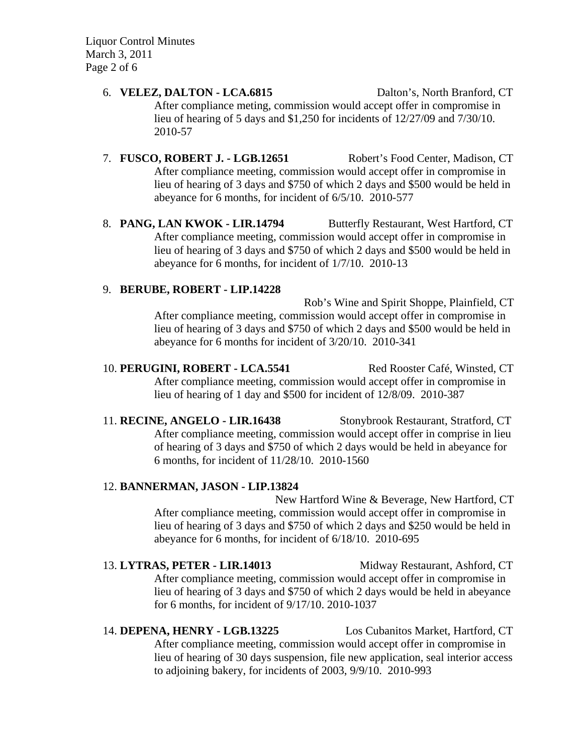6. **VELEZ, DALTON - LCA.6815** Dalton's, North Branford, CT

   After compliance meting, commission would accept offer in compromise in lieu of hearing of 5 days and $1,250 for incidents of 12/27/09 and 7/30/10. 2010-57

7. **FUSCO, ROBERT J. - LGB.12651** Robert's Food Center, Madison, CT

   After compliance meeting, commission would accept offer in compromise in lieu of hearing of 3 days and $750 of which 2 days and $500 would be held in abeyance for 6 months, for incident of 6/5/10. 2010-577

8. **PANG, LAN KWOK - LIR.14794** Butterfly Restaurant, West Hartford, CT

   After compliance meeting, commission would accept offer in compromise in lieu of hearing of 3 days and $750 of which 2 days and $500 would be held in abeyance for 6 months, for incident of 1/7/10. 2010-13

9. **BERUBE, ROBERT - LIP.14228**

   Rob's Wine and Spirit Shoppe, Plainfield, CT

   After compliance meeting, commission would accept offer in compromise in lieu of hearing of 3 days and $750 of which 2 days and $500 would be held in abeyance for 6 months for incident of 3/20/10. 2010-341

10. **PERUGINI, ROBERT - LCA.5541** Red Rooster Café, Winsted, CT

    After compliance meeting, commission would accept offer in compromise in lieu of hearing of 1 day and $500 for incident of 12/8/09. 2010-387

11. **RECINE, ANGELO - LIR.16438** Stonybrook Restaurant, Stratford, CT

    After compliance meeting, commission would accept offer in comprise in lieu of hearing of 3 days and $750 of which 2 days would be held in abeyance for 6 months, for incident of 11/28/10. 2010-1560

12. **BANNERMAN, JASON - LIP.13824**

    New Hartford Wine & Beverage, New Hartford, CT

    After compliance meeting, commission would accept offer in compromise in lieu of hearing of 3 days and $750 of which 2 days and $250 would be held in abeyance for 6 months, for incident of 6/18/10. 2010-695

13. **LYTRAS, PETER - LIR.14013** Midway Restaurant, Ashford, CT

    After compliance meeting, commission would accept offer in compromise in lieu of hearing of 3 days and $750 of which 2 days would be held in abeyance for 6 months, for incident of 9/17/10. 2010-1037

14. **DEPENA, HENRY - LGB.13225** Los Cubanitos Market, Hartford, CT

    After compliance meeting, commission would accept offer in compromise in lieu of hearing of 30 days suspension, file new application, seal interior access to adjoining bakery, for incidents of 2003, 9/9/10. 2010-993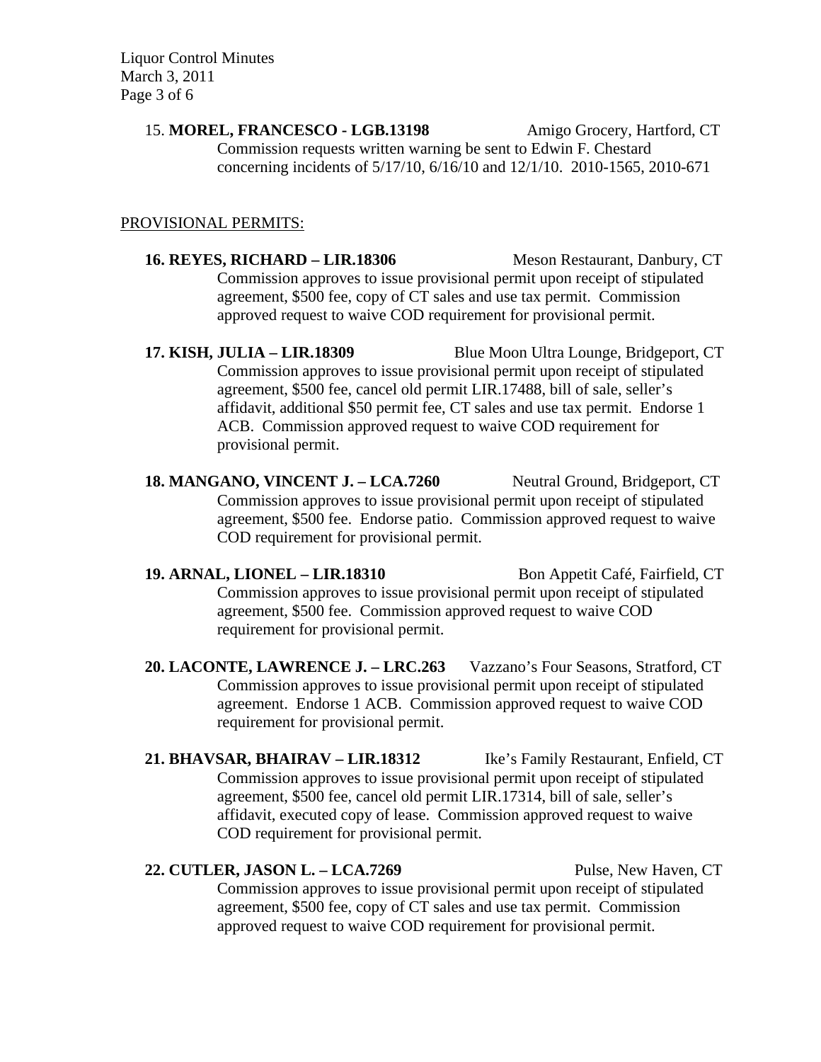15. **MOREL, FRANCESCO - LGB.13198** Amigo Grocery, Hartford, CT
Commission requests written warning be sent to Edwin F. Chestard concerning incidents of 5/17/10, 6/16/10 and 12/1/10. 2010-1565, 2010-671

PROVISIONAL PERMITS:

**16. REYES, RICHARD – LIR.18306** Meson Restaurant, Danbury, CT
Commission approves to issue provisional permit upon receipt of stipulated agreement, $500 fee, copy of CT sales and use tax permit. Commission approved request to waive COD requirement for provisional permit.

**17. KISH, JULIA – LIR.18309** Blue Moon Ultra Lounge, Bridgeport, CT
Commission approves to issue provisional permit upon receipt of stipulated agreement, $500 fee, cancel old permit LIR.17488, bill of sale, seller's affidavit, additional $50 permit fee, CT sales and use tax permit. Endorse 1 ACB. Commission approved request to waive COD requirement for provisional permit.

**18. MANGANO, VINCENT J. – LCA.7260** Neutral Ground, Bridgeport, CT
Commission approves to issue provisional permit upon receipt of stipulated agreement, $500 fee. Endorse patio. Commission approved request to waive COD requirement for provisional permit.

**19. ARNAL, LIONEL – LIR.18310** Bon Appetit Café, Fairfield, CT
Commission approves to issue provisional permit upon receipt of stipulated agreement, $500 fee. Commission approved request to waive COD requirement for provisional permit.

**20. LACONTE, LAWRENCE J. – LRC.263** Vazzano's Four Seasons, Stratford, CT
Commission approves to issue provisional permit upon receipt of stipulated agreement. Endorse 1 ACB. Commission approved request to waive COD requirement for provisional permit.

**21. BHAVSAR, BHAIRAV – LIR.18312** Ike's Family Restaurant, Enfield, CT
Commission approves to issue provisional permit upon receipt of stipulated agreement, $500 fee, cancel old permit LIR.17314, bill of sale, seller's affidavit, executed copy of lease. Commission approved request to waive COD requirement for provisional permit.

**22. CUTLER, JASON L. – LCA.7269** Pulse, New Haven, CT
Commission approves to issue provisional permit upon receipt of stipulated agreement, $500 fee, copy of CT sales and use tax permit. Commission approved request to waive COD requirement for provisional permit.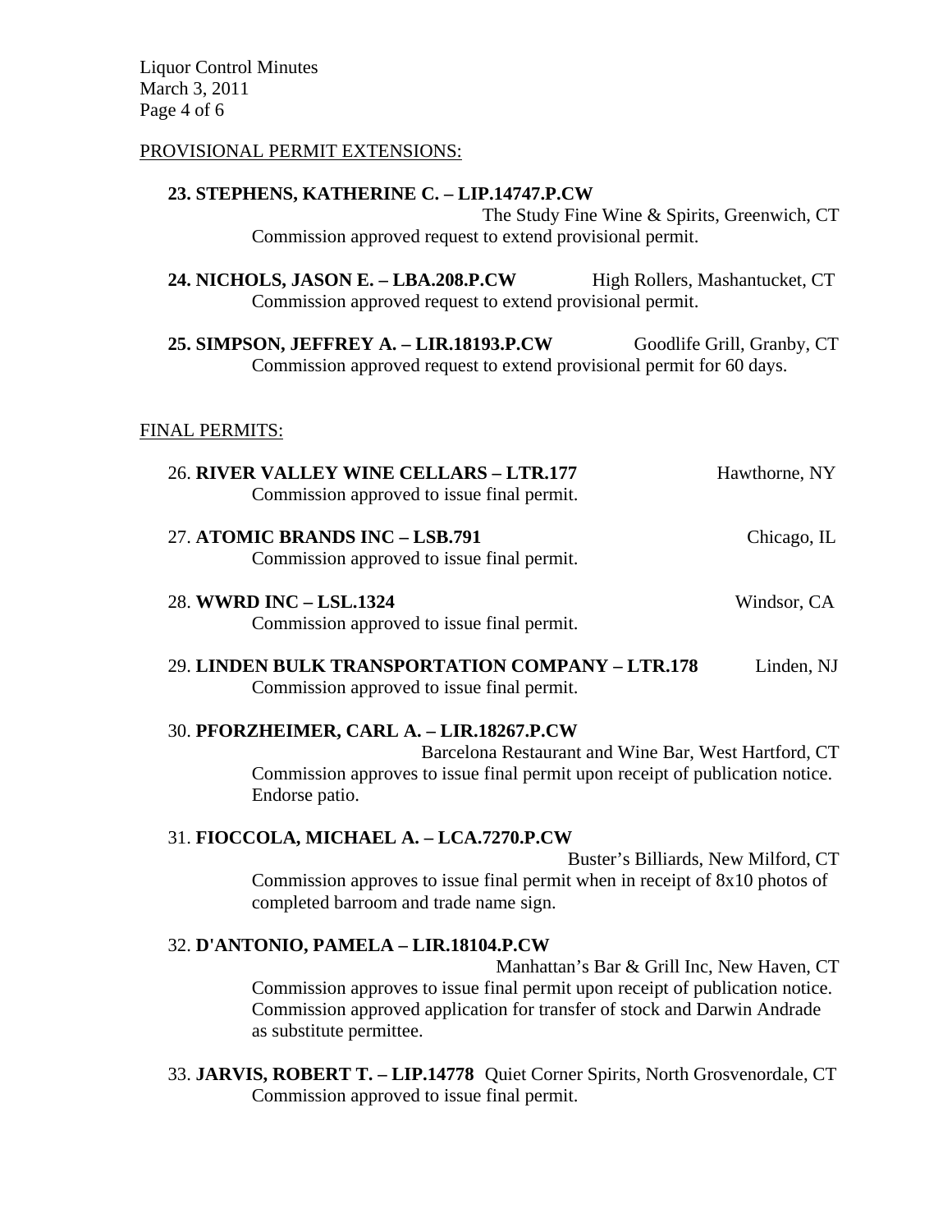## PROVISIONAL PERMIT EXTENSIONS:

**23. STEPHENS, KATHERINE C. – LIP.14747.P.CW**
The Study Fine Wine & Spirits, Greenwich, CT
Commission approved request to extend provisional permit.

**24. NICHOLS, JASON E. – LBA.208.P.CW** High Rollers, Mashantucket, CT
Commission approved request to extend provisional permit.

**25. SIMPSON, JEFFREY A. – LIR.18193.P.CW** Goodlife Grill, Granby, CT
Commission approved request to extend provisional permit for 60 days.

## FINAL PERMITS:

26. **RIVER VALLEY WINE CELLARS – LTR.177** Hawthorne, NY
Commission approved to issue final permit.

27. **ATOMIC BRANDS INC – LSB.791** Chicago, IL
Commission approved to issue final permit.

28. **WWRD INC – LSL.1324** Windsor, CA
Commission approved to issue final permit.

29. **LINDEN BULK TRANSPORTATION COMPANY – LTR.178** Linden, NJ
Commission approved to issue final permit.

30. **PFORZHEIMER, CARL A. – LIR.18267.P.CW**
Barcelona Restaurant and Wine Bar, West Hartford, CT
Commission approves to issue final permit upon receipt of publication notice. Endorse patio.

31. **FIOCCOLA, MICHAEL A. – LCA.7270.P.CW**
Buster's Billiards, New Milford, CT
Commission approves to issue final permit when in receipt of 8x10 photos of completed barroom and trade name sign.

32. **D'ANTONIO, PAMELA – LIR.18104.P.CW**
Manhattan's Bar & Grill Inc, New Haven, CT
Commission approves to issue final permit upon receipt of publication notice. Commission approved application for transfer of stock and Darwin Andrade as substitute permittee.

33. **JARVIS, ROBERT T. – LIP.14778** Quiet Corner Spirits, North Grosvenordale, CT
Commission approved to issue final permit.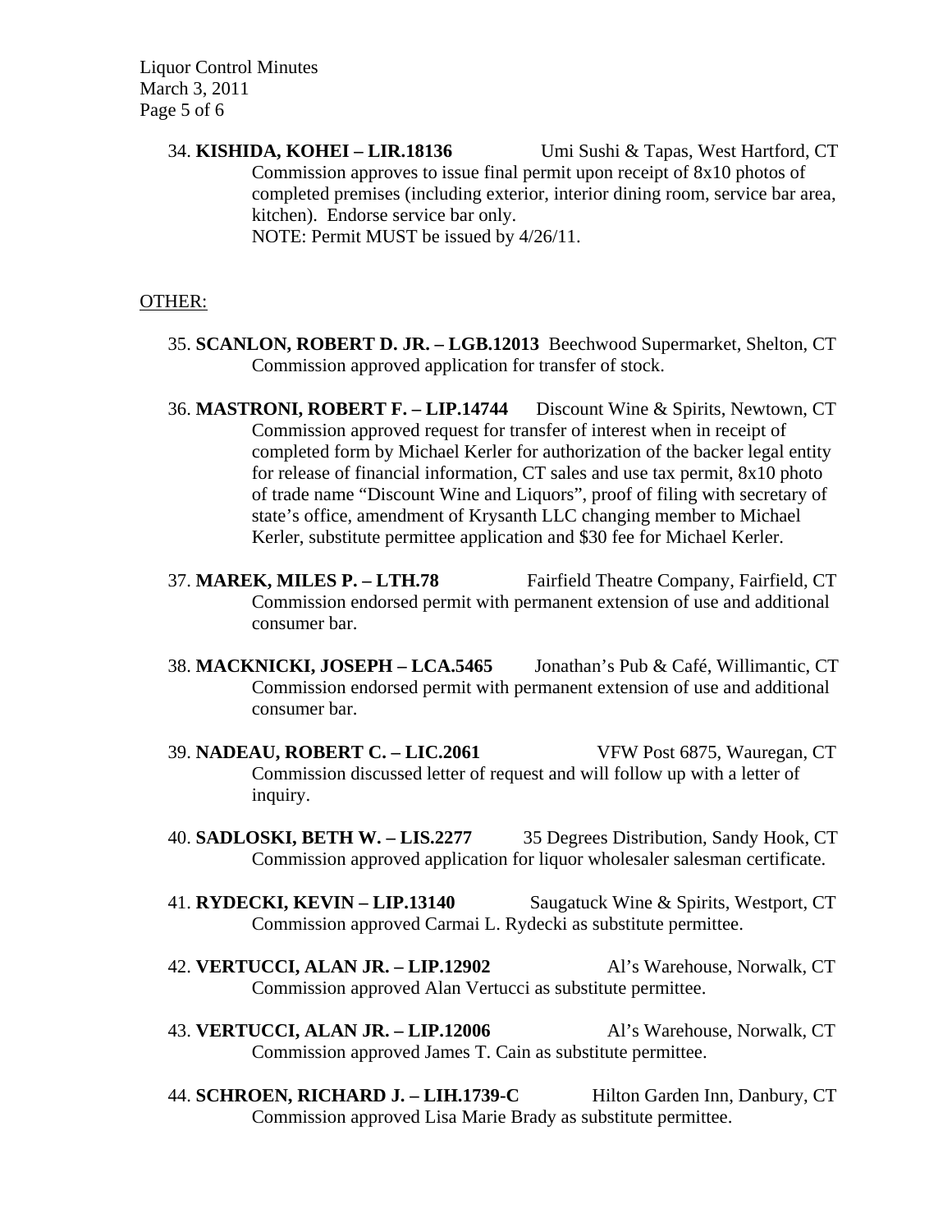34. **KISHIDA, KOHEI – LIR.18136** Umi Sushi & Tapas, West Hartford, CT
    Commission approves to issue final permit upon receipt of 8x10 photos of completed premises (including exterior, interior dining room, service bar area, kitchen). Endorse service bar only.
    NOTE: Permit MUST be issued by 4/26/11.

OTHER:

35. **SCANLON, ROBERT D. JR. – LGB.12013** Beechwood Supermarket, Shelton, CT
    Commission approved application for transfer of stock.

36. **MASTRONI, ROBERT F. – LIP.14744** Discount Wine & Spirits, Newtown, CT
    Commission approved request for transfer of interest when in receipt of completed form by Michael Kerler for authorization of the backer legal entity for release of financial information, CT sales and use tax permit, 8x10 photo of trade name "Discount Wine and Liquors", proof of filing with secretary of state's office, amendment of Krysanth LLC changing member to Michael Kerler, substitute permittee application and $30 fee for Michael Kerler.

37. **MAREK, MILES P. – LTH.78** Fairfield Theatre Company, Fairfield, CT
    Commission endorsed permit with permanent extension of use and additional consumer bar.

38. **MACKNICKI, JOSEPH – LCA.5465** Jonathan's Pub & Café, Willimantic, CT
    Commission endorsed permit with permanent extension of use and additional consumer bar.

39. **NADEAU, ROBERT C. – LIC.2061** VFW Post 6875, Wauregan, CT
    Commission discussed letter of request and will follow up with a letter of inquiry.

40. **SADLOSKI, BETH W. – LIS.2277** 35 Degrees Distribution, Sandy Hook, CT
    Commission approved application for liquor wholesaler salesman certificate.

41. **RYDECKI, KEVIN – LIP.13140** Saugatuck Wine & Spirits, Westport, CT
    Commission approved Carmai L. Rydecki as substitute permittee.

42. **VERTUCCI, ALAN JR. – LIP.12902** Al's Warehouse, Norwalk, CT
    Commission approved Alan Vertucci as substitute permittee.

43. **VERTUCCI, ALAN JR. – LIP.12006** Al's Warehouse, Norwalk, CT
    Commission approved James T. Cain as substitute permittee.

44. **SCHROEN, RICHARD J. – LIH.1739-C** Hilton Garden Inn, Danbury, CT
    Commission approved Lisa Marie Brady as substitute permittee.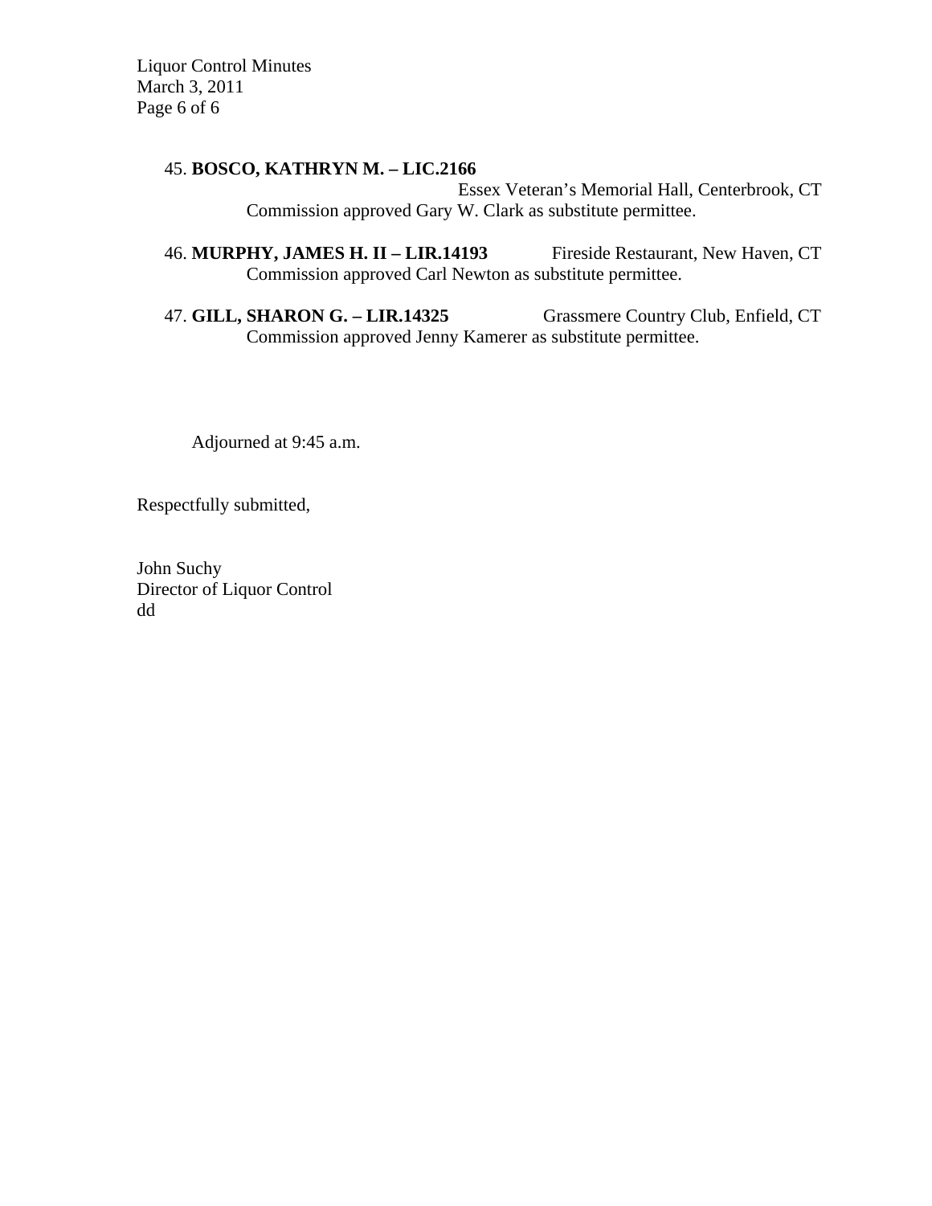45. **BOSCO, KATHRYN M. – LIC.2166** Essex Veteran's Memorial Hall, Centerbrook, CT
Commission approved Gary W. Clark as substitute permittee.

46. **MURPHY, JAMES H. II – LIR.14193** Fireside Restaurant, New Haven, CT
Commission approved Carl Newton as substitute permittee.

47. **GILL, SHARON G. – LIR.14325** Grassmere Country Club, Enfield, CT
Commission approved Jenny Kamerer as substitute permittee.

Adjourned at 9:45 a.m.

Respectfully submitted,

John Suchy
Director of Liquor Control
dd